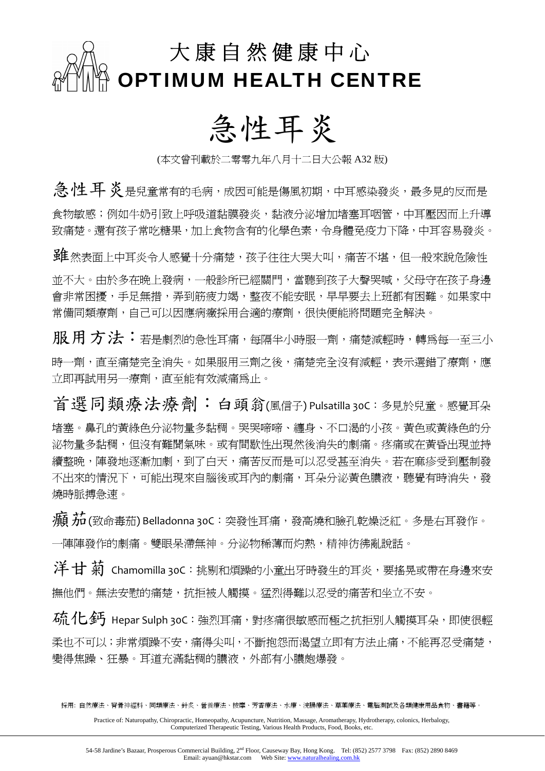# 大康自然健康中心
# OPTIMUM HEALTH CENTRE

## 急性耳炎

(本文曾刊載於二零零九年八月十二日大公報 A32 版)

**急性耳炎**是兒童常有的毛病，成因可能是傷風初期，中耳感染發炎，最多見的反而是食物敏感；例如牛奶引致上呼吸道黏膜發炎，黏液分泌增加堵塞耳咽管，中耳壓因而上升導致痛楚。還有孩子常吃糖果，加上食物含有的化學色素，令身體免疫力下降，中耳容易發炎。

**雖**然表面上中耳炎令人感覺十分痛楚，孩子往往大哭大叫，痛苦不堪，但一般來說危險性並不大。由於多在晚上發病，一般診所已經關門，當聽到孩子大聲哭喊，父母守在孩子身邊會非常困擾，手足無措，弄到筋疲力竭，整夜不能安眠，早早要去上班都有困難。如果家中常備同類療劑，自己可以因應病癥採用合適的療劑，很快便能將問題完全解決。

**服用方法：**若是劇烈的急性耳痛，每隔半小時服一劑，痛楚減輕時，轉爲每一至三小時一劑，直至痛楚完全消失。如果服用三劑之後，痛楚完全沒有減輕，表示選錯了療劑，應立即再試用另一療劑，直至能有效減痛爲止。

**首選同類療法療劑：白頭翁**(風信子) Pulsatilla 30C：多見於兒童。感覺耳朵堵塞。鼻孔的黃綠色分泌物量多黏稠。哭哭啼啼、纏身、不口渴的小孩。黃色或黃綠色的分泌物量多黏稠，但沒有難聞氣味。或有間歇性出現然後消失的劇痛。疼痛或在黃昏出現並持續整晚，陣發地逐漸加劇，到了白天，痛苦反而是可以忍受甚至消失。若在麻疹受到壓制發不出來的情況下，可能出現來自腦後或耳內的劇痛，耳朵分泌黃色膿液，聽覺有時消失，發燒時脈搏急速。

**顛茄**(致命毒茄) Belladonna 30C：突發性耳痛，發高燒和臉孔乾燥泛紅。多是右耳發作。一陣陣發作的劇痛。雙眼呆滯無神。分泌物稀薄而灼熱，精神彷彿亂說話。

**洋甘菊** Chamomilla 30C：挑剔和煩躁的小童出牙時發生的耳炎，要搖晃或帶在身邊來安撫他們。無法安慰的痛楚，抗拒被人觸摸。猛烈得難以忍受的痛苦和坐立不安。

**硫化鈣** Hepar Sulph 30C：強烈耳痛，對疼痛很敏感而極之抗拒別人觸摸耳朵，即使很輕柔也不可以；非常煩躁不安，痛得尖叫，不斷抱怨而渴望立即有方法止痛，不能再忍受痛楚，變得焦躁、狂暴。耳道充滿黏稠的膿液，外部有小膿皰爆發。

採用: 自然療法、脊骨神經科、同類療法、針灸、營養療法、按摩、芳香療法、水療、洗腸療法、草藥療法、電腦測試及各類健康用品食物、書籍等。

Practice of: Naturopathy, Chiropractic, Homeopathy, Acupuncture, Nutrition, Massage, Aromatherapy, Hydrotherapy, colonics, Herbalogy, Computerized Therapeutic Testing, Various Health Products, Food, Books, etc.

54-58 Jardine's Bazaar, Prosperous Commercial Building, 2nd Floor, Causeway Bay, Hong Kong. Tel: (852) 2577 3798 Fax: (852) 2890 8469
Email: ayuan@hkstar.com Web Site: www.naturalhealing.com.hk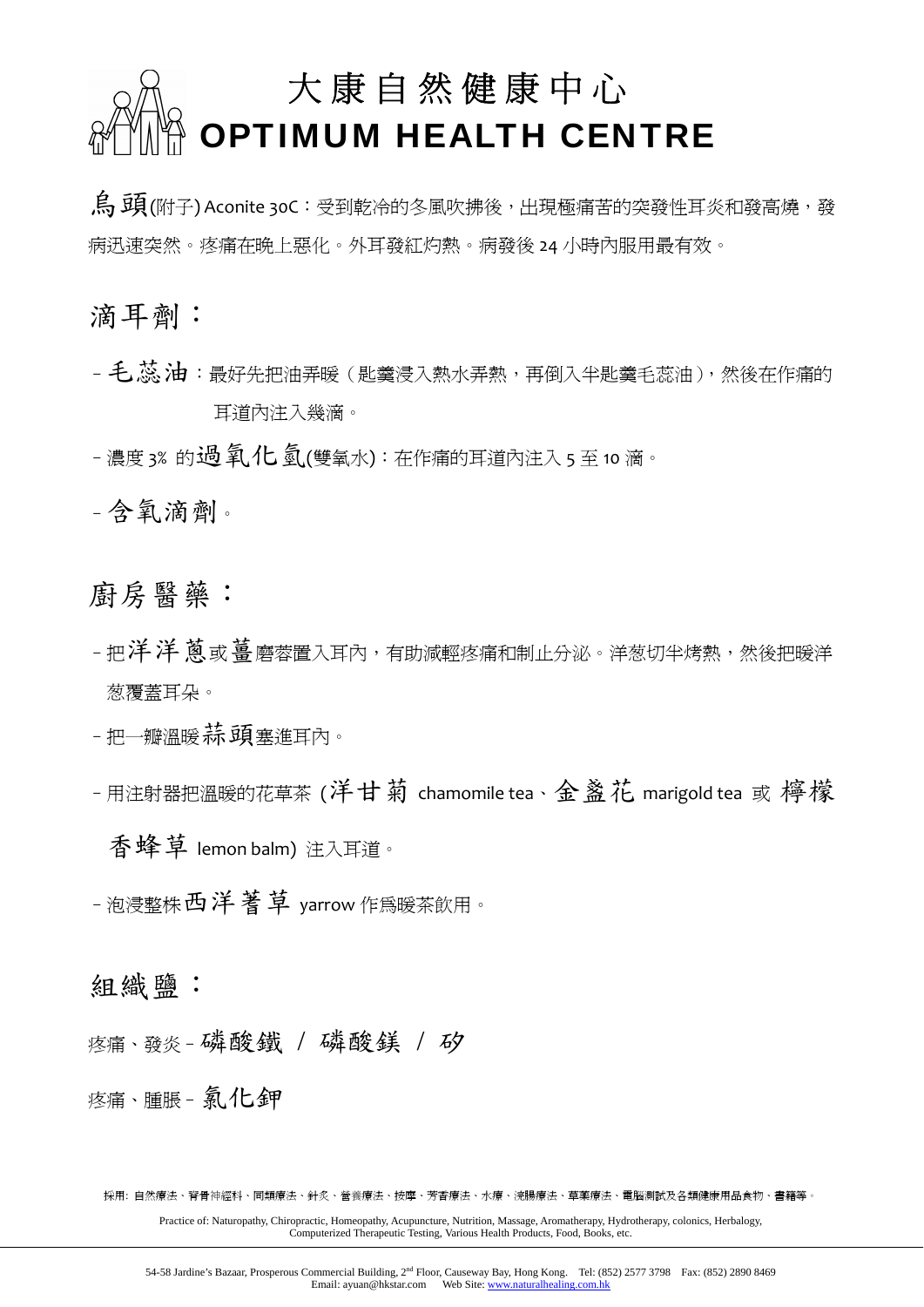# 大康自然健康中心
# OPTIMUM HEALTH CENTRE

烏頭(附子) Aconite 30C：受到乾冷的冬風吹拂後，出現極痛苦的突發性耳炎和發高燒，發病迅速突然。疼痛在晚上惡化。外耳發紅灼熱。病發後 24 小時內服用最有效。

## 滴耳劑：

- 毛蕊油：最好先把油弄暖（匙羹浸入熱水弄熱，再倒入半匙羹毛蕊油），然後在作痛的耳道內注入幾滴。
- 濃度 3% 的過氧化氫(雙氧水)：在作痛的耳道內注入 5 至 10 滴。
- 含氧滴劑。

## 廚房醫藥：

- 把洋洋蔥或薑磨蓉置入耳內，有助減輕疼痛和制止分泌。洋葱切半烤熱，然後把暖洋葱覆蓋耳朵。
- 把一瓣溫暖蒜頭塞進耳內。
- 用注射器把溫暖的花草茶 (洋甘菊 chamomile tea、金盞花 marigold tea 或 檸檬香蜂草 lemon balm) 注入耳道。
- 泡浸整株西洋蓍草 yarrow 作爲暖茶飲用。

## 組織鹽：

疼痛、發炎 - 磷酸鐵 / 磷酸鎂 / 矽

疼痛、腫脹 - 氯化鉀

採用: 自然療法、脊骨神經科、同類療法、針炙、營養療法、按摩、芳香療法、水療、洗腸療法、草藥療法、電腦測試及各類健康用品食物、書籍等。

Practice of: Naturopathy, Chiropractic, Homeopathy, Acupuncture, Nutrition, Massage, Aromatherapy, Hydrotherapy, colonics, Herbalogy, Computerized Therapeutic Testing, Various Health Products, Food, Books, etc.

54-58 Jardine's Bazaar, Prosperous Commercial Building, 2nd Floor, Causeway Bay, Hong Kong. Tel: (852) 2577 3798 Fax: (852) 2890 8469
Email: ayuan@hkstar.com Web Site: www.naturalhealing.com.hk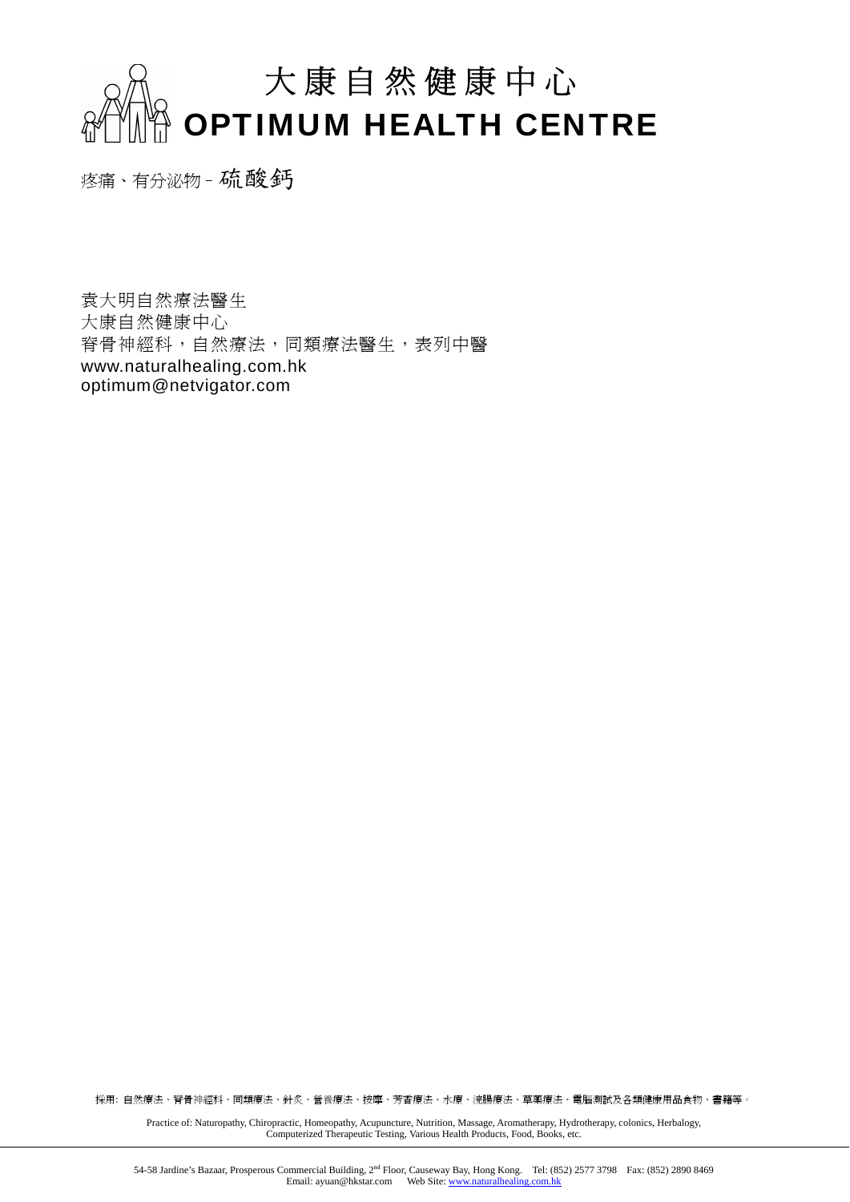# 大康自然健康中心
# OPTIMUM HEALTH CENTRE

疼痛、有分泌物 – 硫酸鈣

袁大明自然療法醫生
大康自然健康中心
脊骨神經科，自然療法，同類療法醫生，表列中醫
www.naturalhealing.com.hk
optimum@netvigator.com

採用: 自然療法、脊骨神經科、同類療法、針灸、營養療法、按摩、芳香療法、水療、浣腸療法、草藥療法、電腦測試及各類健康用品食物、書籍等。

Practice of: Naturopathy, Chiropractic, Homeopathy, Acupuncture, Nutrition, Massage, Aromatherapy, Hydrotherapy, colonics, Herbalogy, Computerized Therapeutic Testing, Various Health Products, Food, Books, etc.

54-58 Jardine's Bazaar, Prosperous Commercial Building, 2nd Floor, Causeway Bay, Hong Kong. Tel: (852) 2577 3798 Fax: (852) 2890 8469
Email: ayuan@hkstar.com Web Site: www.naturalhealing.com.hk